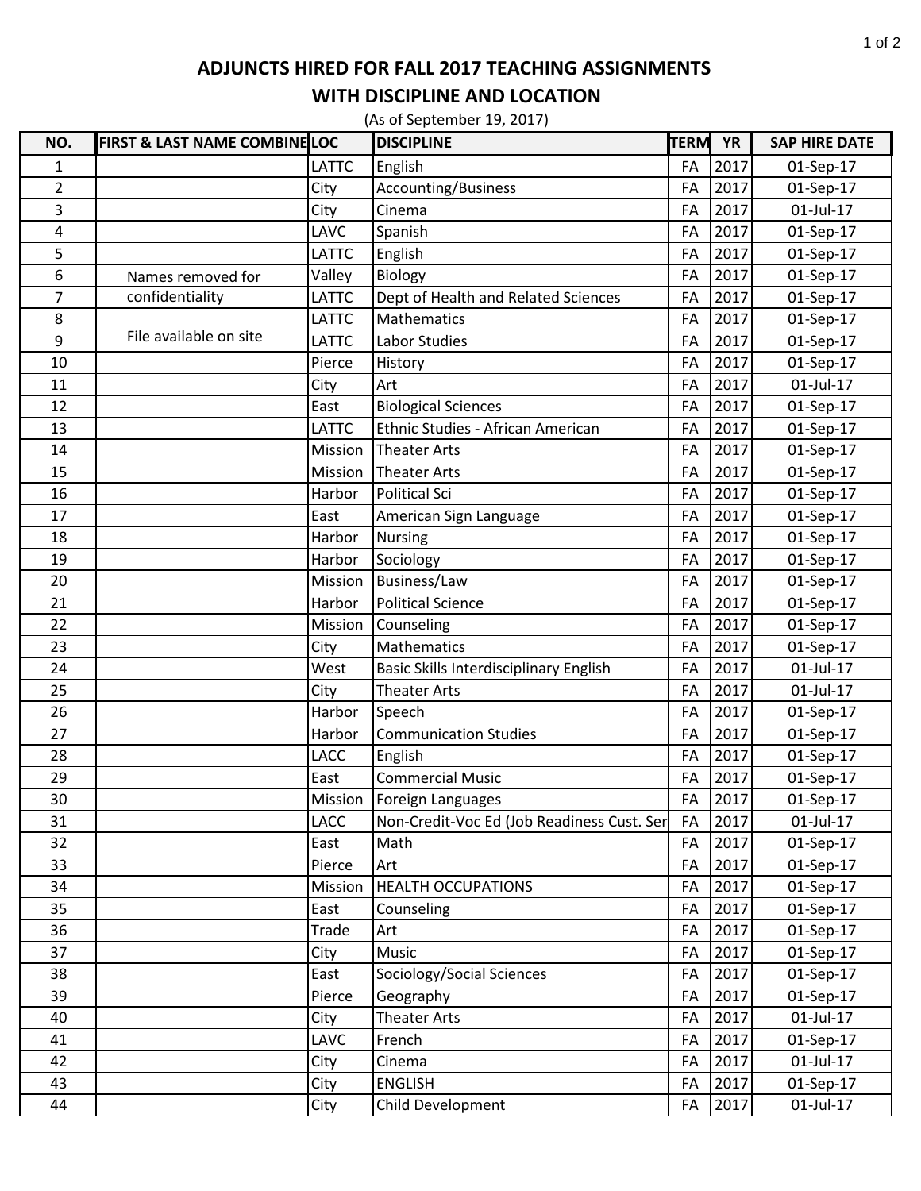## ADJUNCTS HIRED FOR FALL 2017 TEACHING ASSIGNMENTS
## WITH DISCIPLINE AND LOCATION

(As of September 19, 2017)

| NO. | FIRST & LAST NAME COMBINE | LOC | DISCIPLINE | TERM | YR | SAP HIRE DATE |
|---|---|---|---|---|---|---|
| 1 | | LATTC | English | FA | 2017 | 01-Sep-17 |
| 2 | | City | Accounting/Business | FA | 2017 | 01-Sep-17 |
| 3 | | City | Cinema | FA | 2017 | 01-Jul-17 |
| 4 | | LAVC | Spanish | FA | 2017 | 01-Sep-17 |
| 5 | | LATTC | English | FA | 2017 | 01-Sep-17 |
| 6 | Names removed for confidentiality | Valley | Biology | FA | 2017 | 01-Sep-17 |
| 7 | | LATTC | Dept of Health and Related Sciences | FA | 2017 | 01-Sep-17 |
| 8 | | LATTC | Mathematics | FA | 2017 | 01-Sep-17 |
| 9 | File available on site | LATTC | Labor Studies | FA | 2017 | 01-Sep-17 |
| 10 | | Pierce | History | FA | 2017 | 01-Sep-17 |
| 11 | | City | Art | FA | 2017 | 01-Jul-17 |
| 12 | | East | Biological Sciences | FA | 2017 | 01-Sep-17 |
| 13 | | LATTC | Ethnic Studies - African American | FA | 2017 | 01-Sep-17 |
| 14 | | Mission | Theater Arts | FA | 2017 | 01-Sep-17 |
| 15 | | Mission | Theater Arts | FA | 2017 | 01-Sep-17 |
| 16 | | Harbor | Political Sci | FA | 2017 | 01-Sep-17 |
| 17 | | East | American Sign Language | FA | 2017 | 01-Sep-17 |
| 18 | | Harbor | Nursing | FA | 2017 | 01-Sep-17 |
| 19 | | Harbor | Sociology | FA | 2017 | 01-Sep-17 |
| 20 | | Mission | Business/Law | FA | 2017 | 01-Sep-17 |
| 21 | | Harbor | Political Science | FA | 2017 | 01-Sep-17 |
| 22 | | Mission | Counseling | FA | 2017 | 01-Sep-17 |
| 23 | | City | Mathematics | FA | 2017 | 01-Sep-17 |
| 24 | | West | Basic Skills Interdisciplinary English | FA | 2017 | 01-Jul-17 |
| 25 | | City | Theater Arts | FA | 2017 | 01-Jul-17 |
| 26 | | Harbor | Speech | FA | 2017 | 01-Sep-17 |
| 27 | | Harbor | Communication Studies | FA | 2017 | 01-Sep-17 |
| 28 | | LACC | English | FA | 2017 | 01-Sep-17 |
| 29 | | East | Commercial Music | FA | 2017 | 01-Sep-17 |
| 30 | | Mission | Foreign Languages | FA | 2017 | 01-Sep-17 |
| 31 | | LACC | Non-Credit-Voc Ed (Job Readiness Cust. Ser | FA | 2017 | 01-Jul-17 |
| 32 | | East | Math | FA | 2017 | 01-Sep-17 |
| 33 | | Pierce | Art | FA | 2017 | 01-Sep-17 |
| 34 | | Mission | HEALTH OCCUPATIONS | FA | 2017 | 01-Sep-17 |
| 35 | | East | Counseling | FA | 2017 | 01-Sep-17 |
| 36 | | Trade | Art | FA | 2017 | 01-Sep-17 |
| 37 | | City | Music | FA | 2017 | 01-Sep-17 |
| 38 | | East | Sociology/Social Sciences | FA | 2017 | 01-Sep-17 |
| 39 | | Pierce | Geography | FA | 2017 | 01-Sep-17 |
| 40 | | City | Theater Arts | FA | 2017 | 01-Jul-17 |
| 41 | | LAVC | French | FA | 2017 | 01-Sep-17 |
| 42 | | City | Cinema | FA | 2017 | 01-Jul-17 |
| 43 | | City | ENGLISH | FA | 2017 | 01-Sep-17 |
| 44 | | City | Child Development | FA | 2017 | 01-Jul-17 |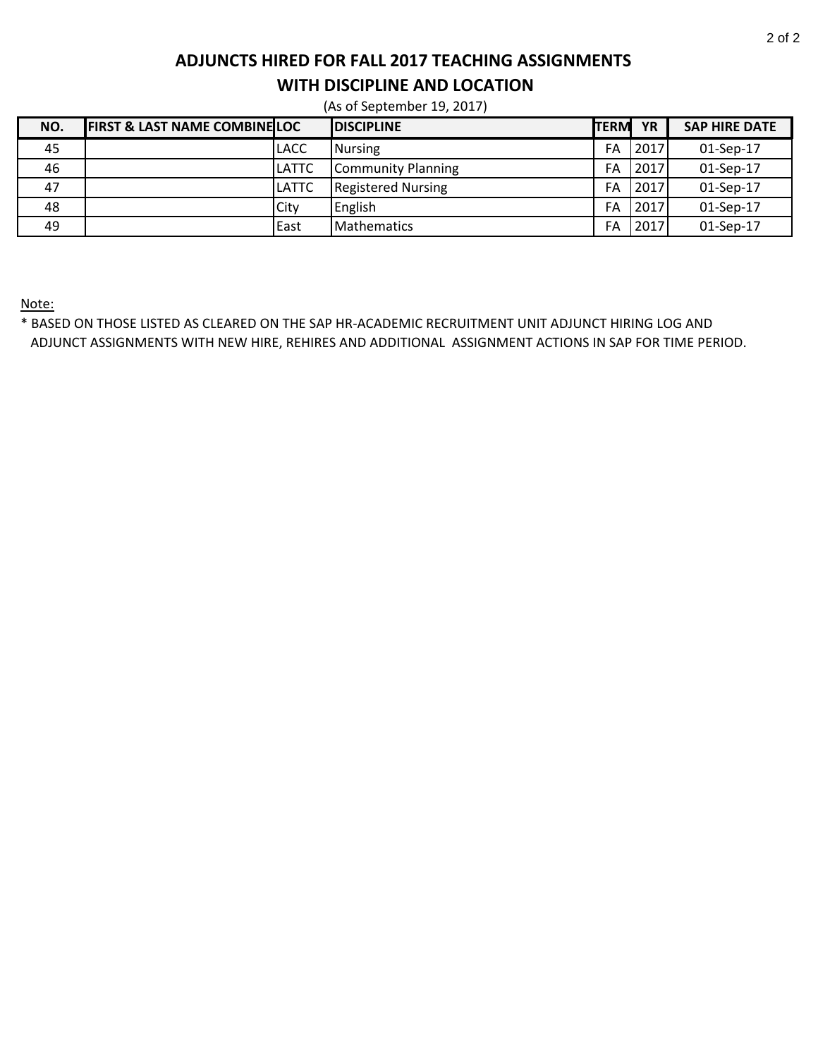# ADJUNCTS HIRED FOR FALL 2017 TEACHING ASSIGNMENTS
## WITH DISCIPLINE AND LOCATION

(As of September 19, 2017)

| NO. | FIRST & LAST NAME COMBINE | LOC | DISCIPLINE | TERM | YR | SAP HIRE DATE |
|---|---|---|---|---|---|---|
| 45 | | LACC | Nursing | FA | 2017 | 01-Sep-17 |
| 46 | | LATTC | Community Planning | FA | 2017 | 01-Sep-17 |
| 47 | | LATTC | Registered Nursing | FA | 2017 | 01-Sep-17 |
| 48 | | City | English | FA | 2017 | 01-Sep-17 |
| 49 | | East | Mathematics | FA | 2017 | 01-Sep-17 |

Note:

* BASED ON THOSE LISTED AS CLEARED ON THE SAP HR-ACADEMIC RECRUITMENT UNIT ADJUNCT HIRING LOG AND ADJUNCT ASSIGNMENTS WITH NEW HIRE, REHIRES AND ADDITIONAL ASSIGNMENT ACTIONS IN SAP FOR TIME PERIOD.